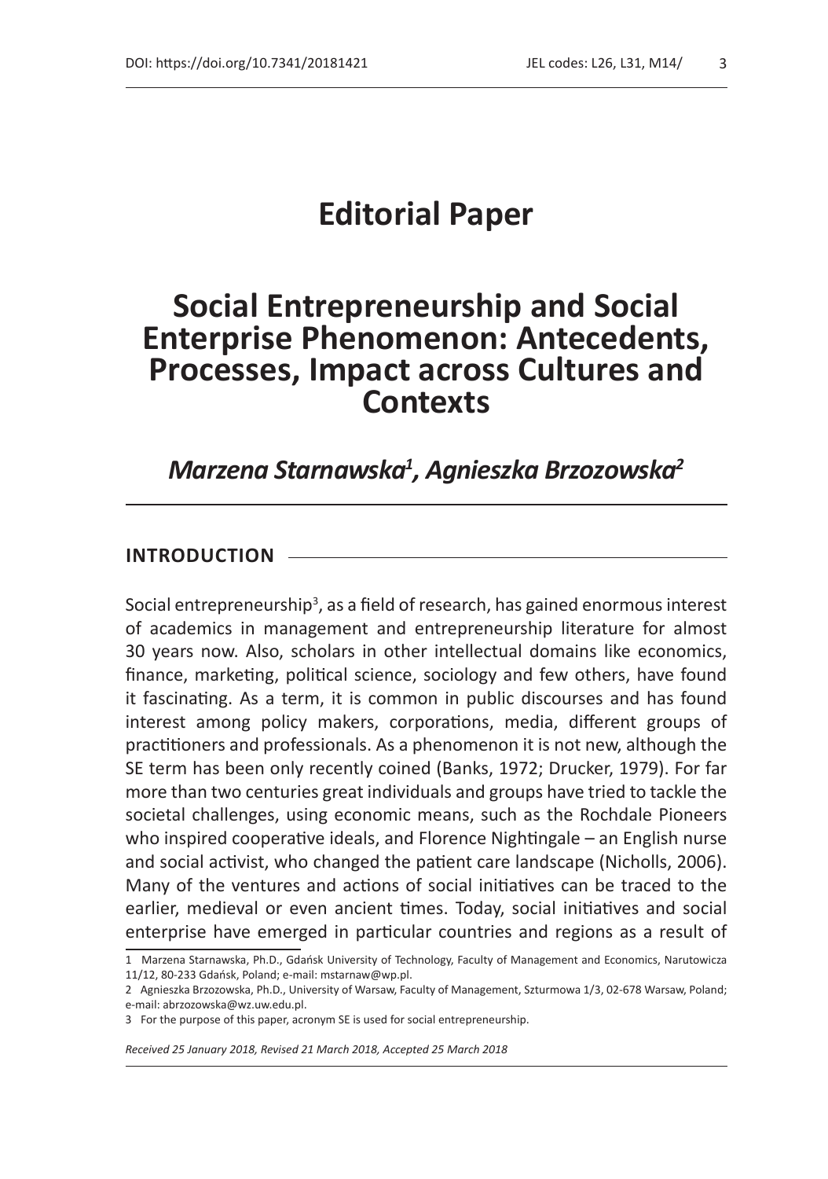# Editorial Paper

# Social Entrepreneurship and Social Enterprise Phenomenon: Antecedents, Processes, Impact across Cultures and Contexts

***Marzena Starnawska[1], Agnieszka Brzozowska[2]***

## INTRODUCTION

Social entrepreneurship[3], as a field of research, has gained enormous interest of academics in management and entrepreneurship literature for almost 30 years now. Also, scholars in other intellectual domains like economics, finance, marketing, political science, sociology and few others, have found it fascinating. As a term, it is common in public discourses and has found interest among policy makers, corporations, media, different groups of practitioners and professionals. As a phenomenon it is not new, although the SE term has been only recently coined (Banks, 1972; Drucker, 1979). For far more than two centuries great individuals and groups have tried to tackle the societal challenges, using economic means, such as the Rochdale Pioneers who inspired cooperative ideals, and Florence Nightingale – an English nurse and social activist, who changed the patient care landscape (Nicholls, 2006). Many of the ventures and actions of social initiatives can be traced to the earlier, medieval or even ancient times. Today, social initiatives and social enterprise have emerged in particular countries and regions as a result of

[1] Marzena Starnawska, Ph.D., Gdańsk University of Technology, Faculty of Management and Economics, Narutowicza 11/12, 80-233 Gdańsk, Poland; e-mail: mstarnaw@wp.pl.

[2] Agnieszka Brzozowska, Ph.D., University of Warsaw, Faculty of Management, Szturmowa 1/3, 02-678 Warsaw, Poland; e-mail: abrzozowska@wz.uw.edu.pl.

[3] For the purpose of this paper, acronym SE is used for social entrepreneurship.

*Received 25 January 2018, Revised 21 March 2018, Accepted 25 March 2018*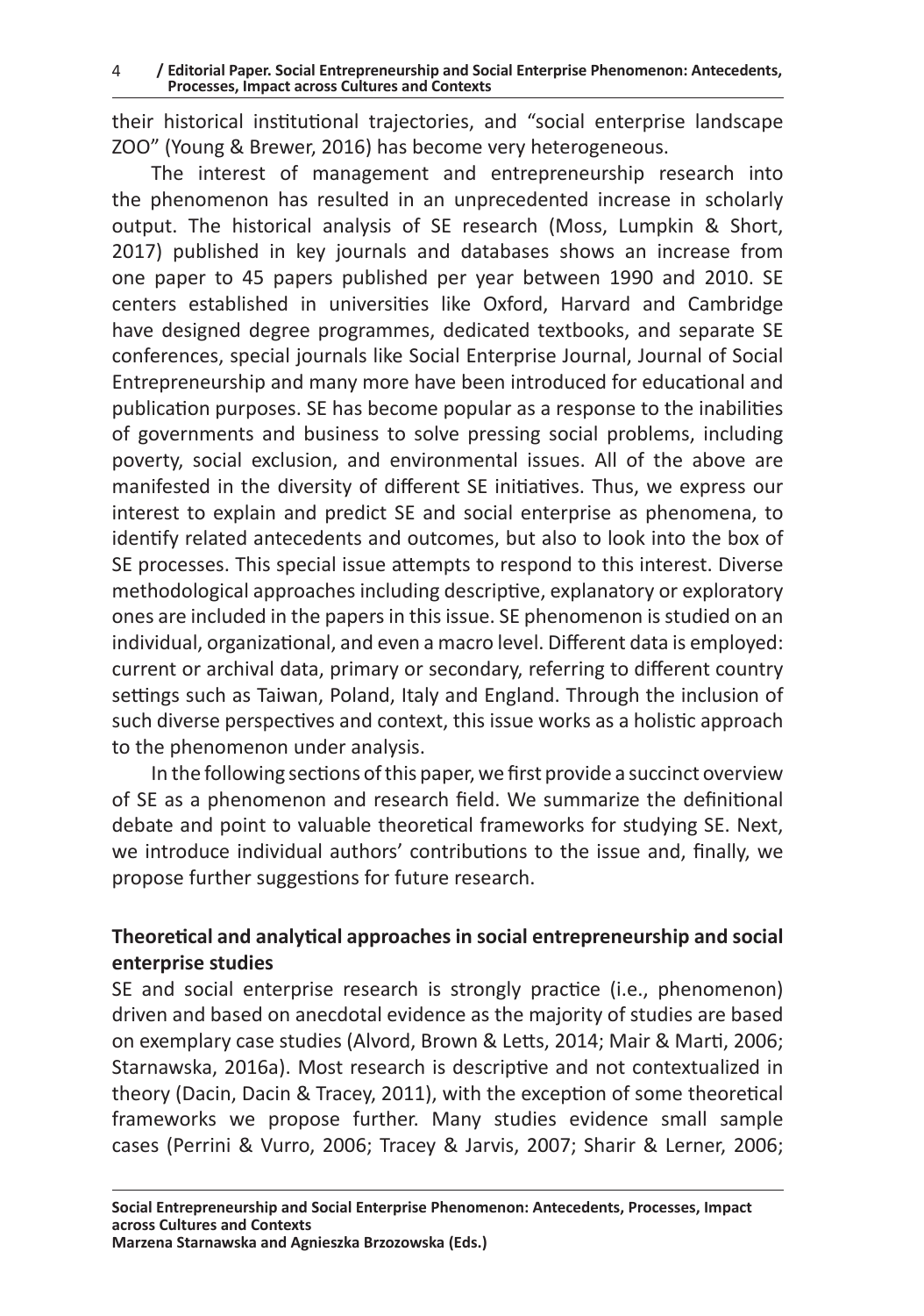their historical institutional trajectories, and "social enterprise landscape ZOO" (Young & Brewer, 2016) has become very heterogeneous.

The interest of management and entrepreneurship research into the phenomenon has resulted in an unprecedented increase in scholarly output. The historical analysis of SE research (Moss, Lumpkin & Short, 2017) published in key journals and databases shows an increase from one paper to 45 papers published per year between 1990 and 2010. SE centers established in universities like Oxford, Harvard and Cambridge have designed degree programmes, dedicated textbooks, and separate SE conferences, special journals like Social Enterprise Journal, Journal of Social Entrepreneurship and many more have been introduced for educational and publication purposes. SE has become popular as a response to the inabilities of governments and business to solve pressing social problems, including poverty, social exclusion, and environmental issues. All of the above are manifested in the diversity of different SE initiatives. Thus, we express our interest to explain and predict SE and social enterprise as phenomena, to identify related antecedents and outcomes, but also to look into the box of SE processes. This special issue attempts to respond to this interest. Diverse methodological approaches including descriptive, explanatory or exploratory ones are included in the papers in this issue. SE phenomenon is studied on an individual, organizational, and even a macro level. Different data is employed: current or archival data, primary or secondary, referring to different country settings such as Taiwan, Poland, Italy and England. Through the inclusion of such diverse perspectives and context, this issue works as a holistic approach to the phenomenon under analysis.

In the following sections of this paper, we first provide a succinct overview of SE as a phenomenon and research field. We summarize the definitional debate and point to valuable theoretical frameworks for studying SE. Next, we introduce individual authors' contributions to the issue and, finally, we propose further suggestions for future research.

## Theoretical and analytical approaches in social entrepreneurship and social enterprise studies

SE and social enterprise research is strongly practice (i.e., phenomenon) driven and based on anecdotal evidence as the majority of studies are based on exemplary case studies (Alvord, Brown & Letts, 2014; Mair & Marti, 2006; Starnawska, 2016a). Most research is descriptive and not contextualized in theory (Dacin, Dacin & Tracey, 2011), with the exception of some theoretical frameworks we propose further. Many studies evidence small sample cases (Perrini & Vurro, 2006; Tracey & Jarvis, 2007; Sharir & Lerner, 2006;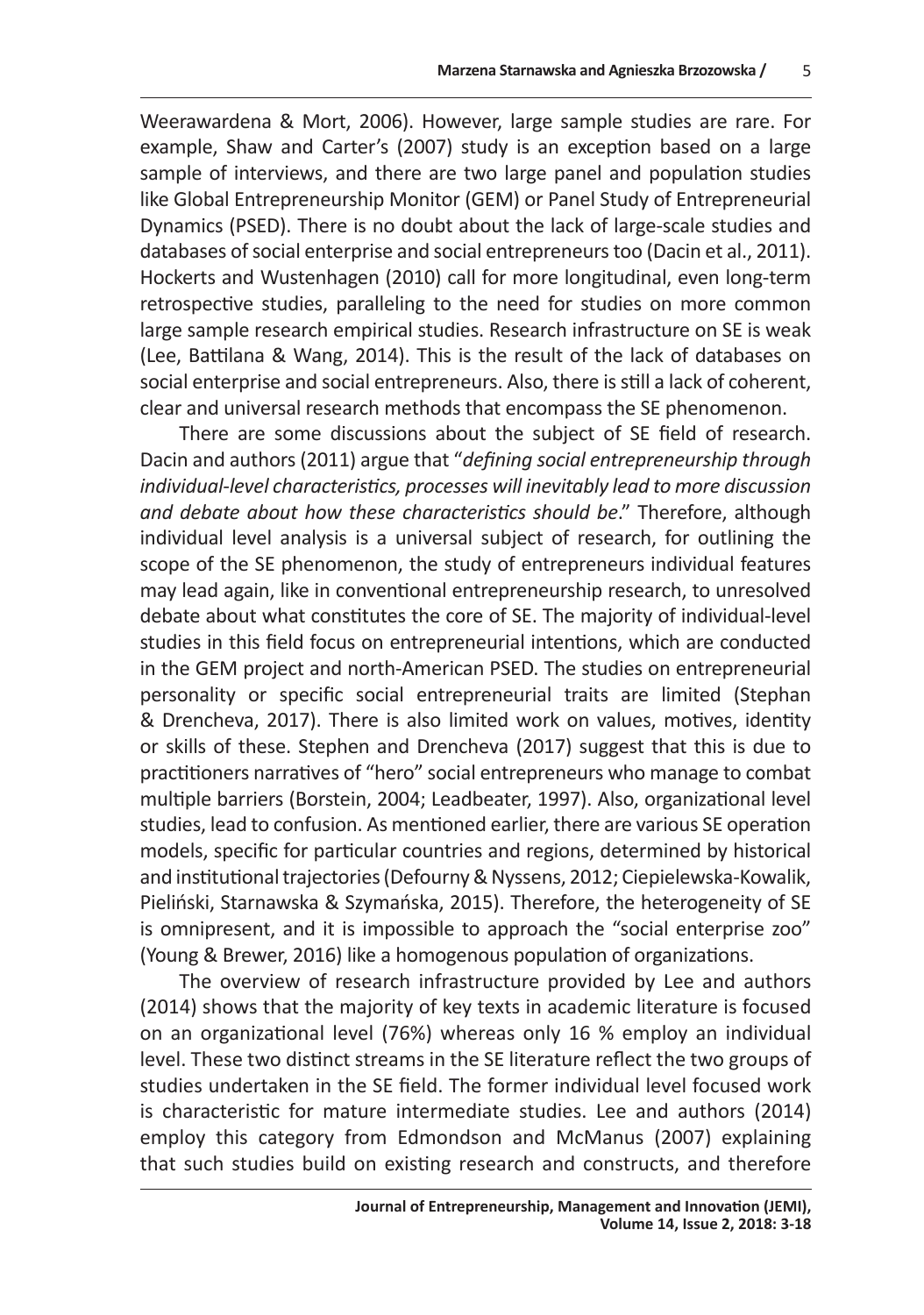Weerawardena & Mort, 2006). However, large sample studies are rare. For example, Shaw and Carter's (2007) study is an exception based on a large sample of interviews, and there are two large panel and population studies like Global Entrepreneurship Monitor (GEM) or Panel Study of Entrepreneurial Dynamics (PSED). There is no doubt about the lack of large-scale studies and databases of social enterprise and social entrepreneurs too (Dacin et al., 2011). Hockerts and Wustenhagen (2010) call for more longitudinal, even long-term retrospective studies, paralleling to the need for studies on more common large sample research empirical studies. Research infrastructure on SE is weak (Lee, Battilana & Wang, 2014). This is the result of the lack of databases on social enterprise and social entrepreneurs. Also, there is still a lack of coherent, clear and universal research methods that encompass the SE phenomenon.

There are some discussions about the subject of SE field of research. Dacin and authors (2011) argue that "*defining social entrepreneurship through individual-level characteristics, processes will inevitably lead to more discussion and debate about how these characteristics should be*." Therefore, although individual level analysis is a universal subject of research, for outlining the scope of the SE phenomenon, the study of entrepreneurs individual features may lead again, like in conventional entrepreneurship research, to unresolved debate about what constitutes the core of SE. The majority of individual-level studies in this field focus on entrepreneurial intentions, which are conducted in the GEM project and north-American PSED. The studies on entrepreneurial personality or specific social entrepreneurial traits are limited (Stephan & Drencheva, 2017). There is also limited work on values, motives, identity or skills of these. Stephen and Drencheva (2017) suggest that this is due to practitioners narratives of "hero" social entrepreneurs who manage to combat multiple barriers (Borstein, 2004; Leadbeater, 1997). Also, organizational level studies, lead to confusion. As mentioned earlier, there are various SE operation models, specific for particular countries and regions, determined by historical and institutional trajectories (Defourny & Nyssens, 2012; Ciepielewska-Kowalik, Pieliński, Starnawska & Szymańska, 2015). Therefore, the heterogeneity of SE is omnipresent, and it is impossible to approach the "social enterprise zoo" (Young & Brewer, 2016) like a homogenous population of organizations.

The overview of research infrastructure provided by Lee and authors (2014) shows that the majority of key texts in academic literature is focused on an organizational level (76%) whereas only 16 % employ an individual level. These two distinct streams in the SE literature reflect the two groups of studies undertaken in the SE field. The former individual level focused work is characteristic for mature intermediate studies. Lee and authors (2014) employ this category from Edmondson and McManus (2007) explaining that such studies build on existing research and constructs, and therefore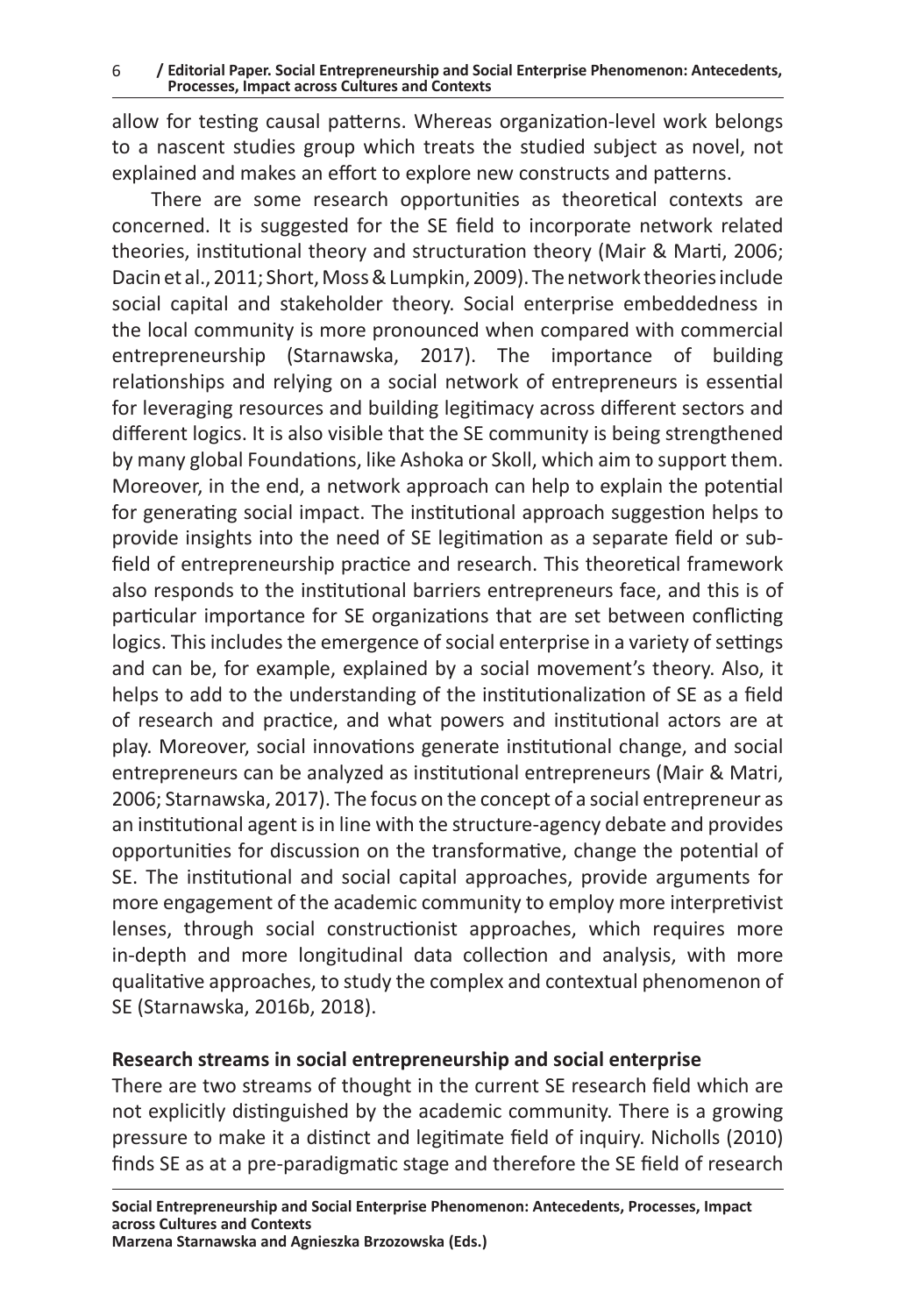allow for testing causal patterns. Whereas organization-level work belongs to a nascent studies group which treats the studied subject as novel, not explained and makes an effort to explore new constructs and patterns.

There are some research opportunities as theoretical contexts are concerned. It is suggested for the SE field to incorporate network related theories, institutional theory and structuration theory (Mair & Marti, 2006; Dacin et al., 2011; Short, Moss & Lumpkin, 2009). The network theories include social capital and stakeholder theory. Social enterprise embeddedness in the local community is more pronounced when compared with commercial entrepreneurship (Starnawska, 2017). The importance of building relationships and relying on a social network of entrepreneurs is essential for leveraging resources and building legitimacy across different sectors and different logics. It is also visible that the SE community is being strengthened by many global Foundations, like Ashoka or Skoll, which aim to support them. Moreover, in the end, a network approach can help to explain the potential for generating social impact. The institutional approach suggestion helps to provide insights into the need of SE legitimation as a separate field or sub-field of entrepreneurship practice and research. This theoretical framework also responds to the institutional barriers entrepreneurs face, and this is of particular importance for SE organizations that are set between conflicting logics. This includes the emergence of social enterprise in a variety of settings and can be, for example, explained by a social movement's theory. Also, it helps to add to the understanding of the institutionalization of SE as a field of research and practice, and what powers and institutional actors are at play. Moreover, social innovations generate institutional change, and social entrepreneurs can be analyzed as institutional entrepreneurs (Mair & Matri, 2006; Starnawska, 2017). The focus on the concept of a social entrepreneur as an institutional agent is in line with the structure-agency debate and provides opportunities for discussion on the transformative, change the potential of SE. The institutional and social capital approaches, provide arguments for more engagement of the academic community to employ more interpretivist lenses, through social constructionist approaches, which requires more in-depth and more longitudinal data collection and analysis, with more qualitative approaches, to study the complex and contextual phenomenon of SE (Starnawska, 2016b, 2018).

### Research streams in social entrepreneurship and social enterprise

There are two streams of thought in the current SE research field which are not explicitly distinguished by the academic community. There is a growing pressure to make it a distinct and legitimate field of inquiry. Nicholls (2010) finds SE as at a pre-paradigmatic stage and therefore the SE field of research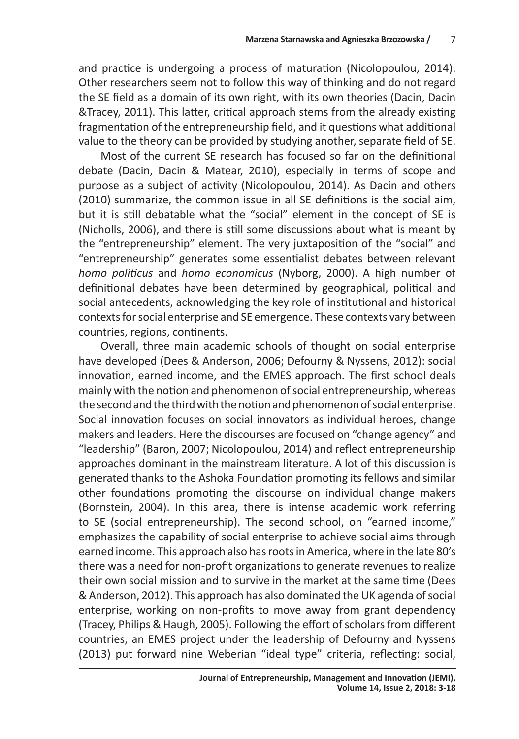and practice is undergoing a process of maturation (Nicolopoulou, 2014). Other researchers seem not to follow this way of thinking and do not regard the SE field as a domain of its own right, with its own theories (Dacin, Dacin &Tracey, 2011). This latter, critical approach stems from the already existing fragmentation of the entrepreneurship field, and it questions what additional value to the theory can be provided by studying another, separate field of SE.

Most of the current SE research has focused so far on the definitional debate (Dacin, Dacin & Matear, 2010), especially in terms of scope and purpose as a subject of activity (Nicolopoulou, 2014). As Dacin and others (2010) summarize, the common issue in all SE definitions is the social aim, but it is still debatable what the "social" element in the concept of SE is (Nicholls, 2006), and there is still some discussions about what is meant by the "entrepreneurship" element. The very juxtaposition of the "social" and "entrepreneurship" generates some essentialist debates between relevant *homo politicus* and *homo economicus* (Nyborg, 2000). A high number of definitional debates have been determined by geographical, political and social antecedents, acknowledging the key role of institutional and historical contexts for social enterprise and SE emergence. These contexts vary between countries, regions, continents.

Overall, three main academic schools of thought on social enterprise have developed (Dees & Anderson, 2006; Defourny & Nyssens, 2012): social innovation, earned income, and the EMES approach. The first school deals mainly with the notion and phenomenon of social entrepreneurship, whereas the second and the third with the notion and phenomenon of social enterprise. Social innovation focuses on social innovators as individual heroes, change makers and leaders. Here the discourses are focused on "change agency" and "leadership" (Baron, 2007; Nicolopoulou, 2014) and reflect entrepreneurship approaches dominant in the mainstream literature. A lot of this discussion is generated thanks to the Ashoka Foundation promoting its fellows and similar other foundations promoting the discourse on individual change makers (Bornstein, 2004). In this area, there is intense academic work referring to SE (social entrepreneurship). The second school, on "earned income," emphasizes the capability of social enterprise to achieve social aims through earned income. This approach also has roots in America, where in the late 80's there was a need for non-profit organizations to generate revenues to realize their own social mission and to survive in the market at the same time (Dees & Anderson, 2012). This approach has also dominated the UK agenda of social enterprise, working on non-profits to move away from grant dependency (Tracey, Philips & Haugh, 2005). Following the effort of scholars from different countries, an EMES project under the leadership of Defourny and Nyssens (2013) put forward nine Weberian "ideal type" criteria, reflecting: social,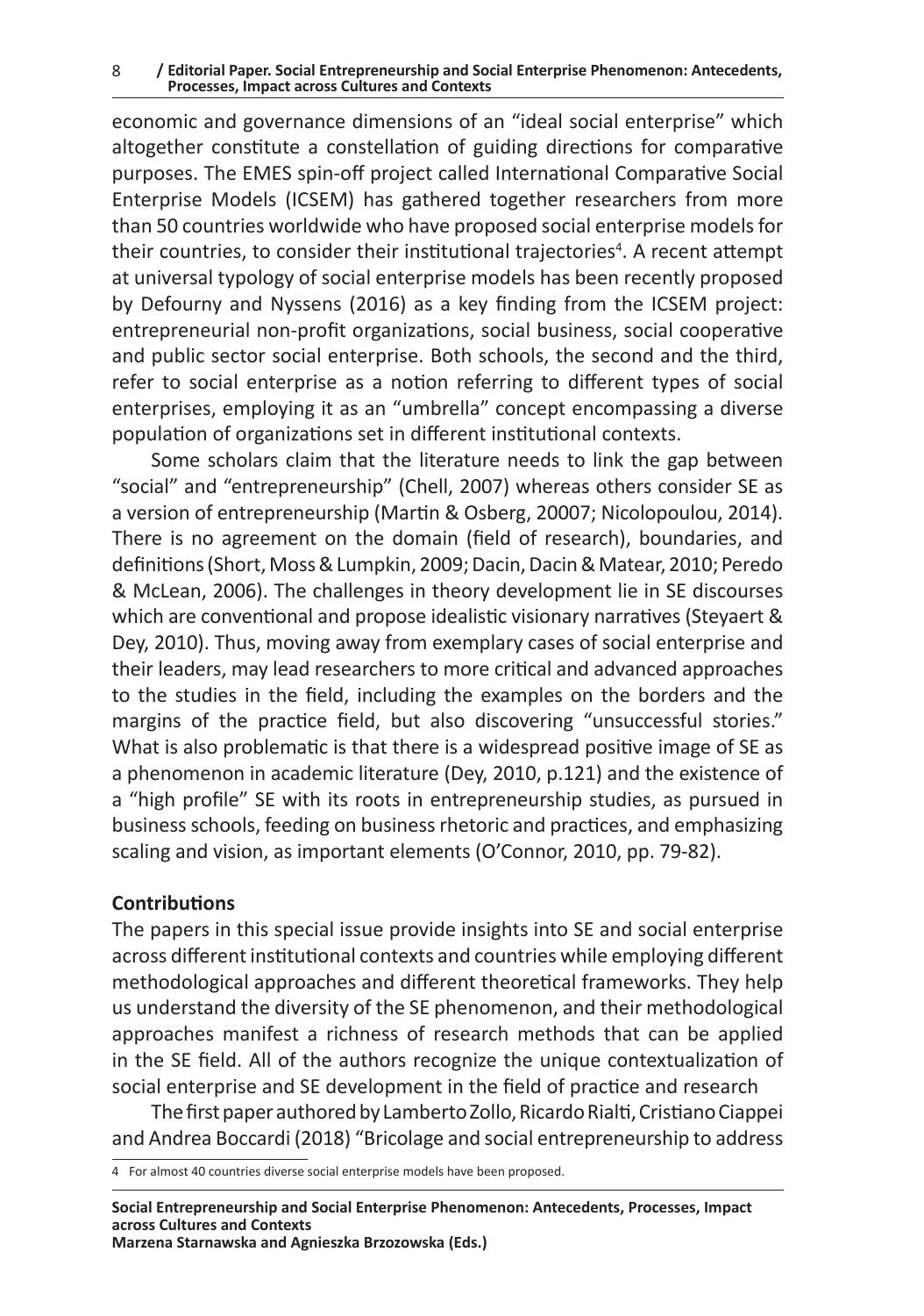economic and governance dimensions of an "ideal social enterprise" which altogether constitute a constellation of guiding directions for comparative purposes. The EMES spin-off project called International Comparative Social Enterprise Models (ICSEM) has gathered together researchers from more than 50 countries worldwide who have proposed social enterprise models for their countries, to consider their institutional trajectories[4]. A recent attempt at universal typology of social enterprise models has been recently proposed by Defourny and Nyssens (2016) as a key finding from the ICSEM project: entrepreneurial non-profit organizations, social business, social cooperative and public sector social enterprise. Both schools, the second and the third, refer to social enterprise as a notion referring to different types of social enterprises, employing it as an "umbrella" concept encompassing a diverse population of organizations set in different institutional contexts.

Some scholars claim that the literature needs to link the gap between "social" and "entrepreneurship" (Chell, 2007) whereas others consider SE as a version of entrepreneurship (Martin & Osberg, 20007; Nicolopoulou, 2014). There is no agreement on the domain (field of research), boundaries, and definitions (Short, Moss & Lumpkin, 2009; Dacin, Dacin & Matear, 2010; Peredo & McLean, 2006). The challenges in theory development lie in SE discourses which are conventional and propose idealistic visionary narratives (Steyaert & Dey, 2010). Thus, moving away from exemplary cases of social enterprise and their leaders, may lead researchers to more critical and advanced approaches to the studies in the field, including the examples on the borders and the margins of the practice field, but also discovering "unsuccessful stories." What is also problematic is that there is a widespread positive image of SE as a phenomenon in academic literature (Dey, 2010, p.121) and the existence of a "high profile" SE with its roots in entrepreneurship studies, as pursued in business schools, feeding on business rhetoric and practices, and emphasizing scaling and vision, as important elements (O'Connor, 2010, pp. 79-82).

**Contributions**

The papers in this special issue provide insights into SE and social enterprise across different institutional contexts and countries while employing different methodological approaches and different theoretical frameworks. They help us understand the diversity of the SE phenomenon, and their methodological approaches manifest a richness of research methods that can be applied in the SE field. All of the authors recognize the unique contextualization of social enterprise and SE development in the field of practice and research

The first paper authored by Lamberto Zollo, Ricardo Rialti, Cristiano Ciappei and Andrea Boccardi (2018) "Bricolage and social entrepreneurship to address

[4] For almost 40 countries diverse social enterprise models have been proposed.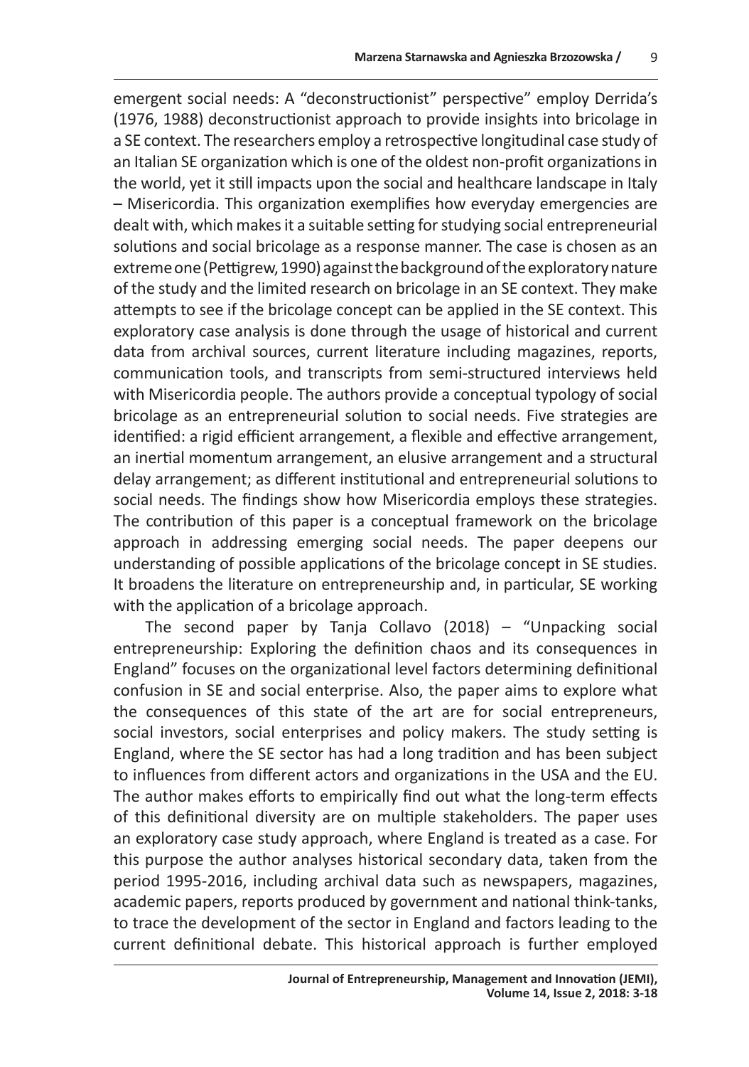emergent social needs: A "deconstructionist" perspective" employ Derrida's (1976, 1988) deconstructionist approach to provide insights into bricolage in a SE context. The researchers employ a retrospective longitudinal case study of an Italian SE organization which is one of the oldest non-profit organizations in the world, yet it still impacts upon the social and healthcare landscape in Italy – Misericordia. This organization exemplifies how everyday emergencies are dealt with, which makes it a suitable setting for studying social entrepreneurial solutions and social bricolage as a response manner. The case is chosen as an extreme one (Pettigrew, 1990) against the background of the exploratory nature of the study and the limited research on bricolage in an SE context. They make attempts to see if the bricolage concept can be applied in the SE context. This exploratory case analysis is done through the usage of historical and current data from archival sources, current literature including magazines, reports, communication tools, and transcripts from semi-structured interviews held with Misericordia people. The authors provide a conceptual typology of social bricolage as an entrepreneurial solution to social needs. Five strategies are identified: a rigid efficient arrangement, a flexible and effective arrangement, an inertial momentum arrangement, an elusive arrangement and a structural delay arrangement; as different institutional and entrepreneurial solutions to social needs. The findings show how Misericordia employs these strategies. The contribution of this paper is a conceptual framework on the bricolage approach in addressing emerging social needs. The paper deepens our understanding of possible applications of the bricolage concept in SE studies. It broadens the literature on entrepreneurship and, in particular, SE working with the application of a bricolage approach.

The second paper by Tanja Collavo (2018) – "Unpacking social entrepreneurship: Exploring the definition chaos and its consequences in England" focuses on the organizational level factors determining definitional confusion in SE and social enterprise. Also, the paper aims to explore what the consequences of this state of the art are for social entrepreneurs, social investors, social enterprises and policy makers. The study setting is England, where the SE sector has had a long tradition and has been subject to influences from different actors and organizations in the USA and the EU. The author makes efforts to empirically find out what the long-term effects of this definitional diversity are on multiple stakeholders. The paper uses an exploratory case study approach, where England is treated as a case. For this purpose the author analyses historical secondary data, taken from the period 1995-2016, including archival data such as newspapers, magazines, academic papers, reports produced by government and national think-tanks, to trace the development of the sector in England and factors leading to the current definitional debate. This historical approach is further employed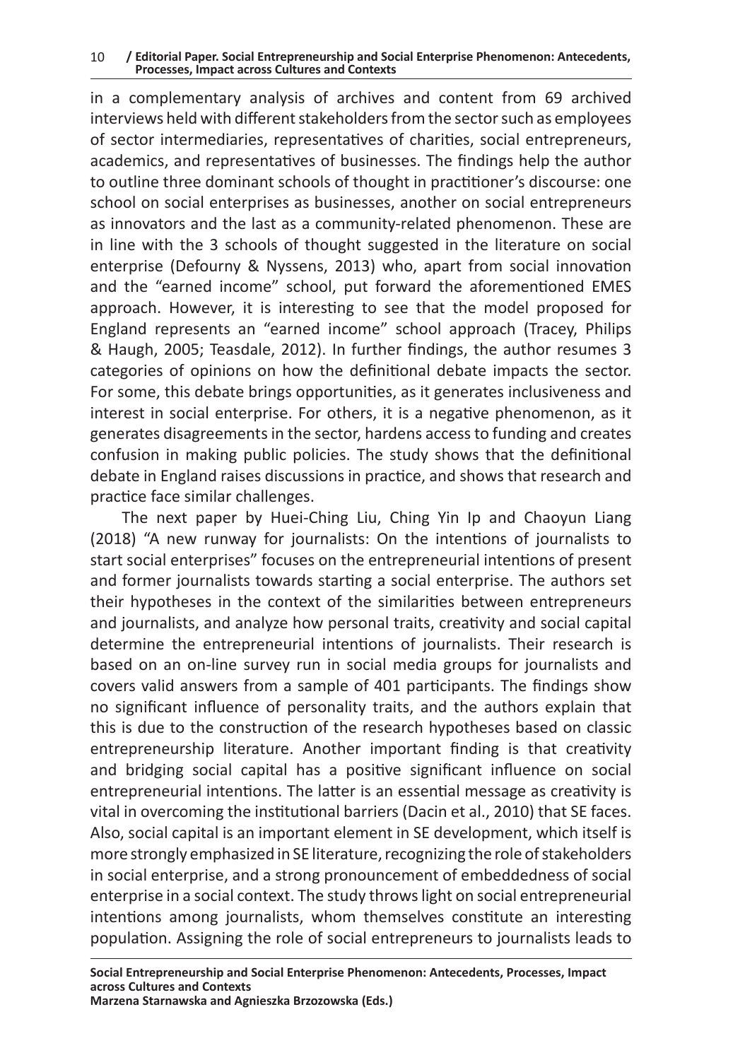in a complementary analysis of archives and content from 69 archived interviews held with different stakeholders from the sector such as employees of sector intermediaries, representatives of charities, social entrepreneurs, academics, and representatives of businesses. The findings help the author to outline three dominant schools of thought in practitioner's discourse: one school on social enterprises as businesses, another on social entrepreneurs as innovators and the last as a community-related phenomenon. These are in line with the 3 schools of thought suggested in the literature on social enterprise (Defourny & Nyssens, 2013) who, apart from social innovation and the "earned income" school, put forward the aforementioned EMES approach. However, it is interesting to see that the model proposed for England represents an "earned income" school approach (Tracey, Philips & Haugh, 2005; Teasdale, 2012). In further findings, the author resumes 3 categories of opinions on how the definitional debate impacts the sector. For some, this debate brings opportunities, as it generates inclusiveness and interest in social enterprise. For others, it is a negative phenomenon, as it generates disagreements in the sector, hardens access to funding and creates confusion in making public policies. The study shows that the definitional debate in England raises discussions in practice, and shows that research and practice face similar challenges.

The next paper by Huei-Ching Liu, Ching Yin Ip and Chaoyun Liang (2018) "A new runway for journalists: On the intentions of journalists to start social enterprises" focuses on the entrepreneurial intentions of present and former journalists towards starting a social enterprise. The authors set their hypotheses in the context of the similarities between entrepreneurs and journalists, and analyze how personal traits, creativity and social capital determine the entrepreneurial intentions of journalists. Their research is based on an on-line survey run in social media groups for journalists and covers valid answers from a sample of 401 participants. The findings show no significant influence of personality traits, and the authors explain that this is due to the construction of the research hypotheses based on classic entrepreneurship literature. Another important finding is that creativity and bridging social capital has a positive significant influence on social entrepreneurial intentions. The latter is an essential message as creativity is vital in overcoming the institutional barriers (Dacin et al., 2010) that SE faces. Also, social capital is an important element in SE development, which itself is more strongly emphasized in SE literature, recognizing the role of stakeholders in social enterprise, and a strong pronouncement of embeddedness of social enterprise in a social context. The study throws light on social entrepreneurial intentions among journalists, whom themselves constitute an interesting population. Assigning the role of social entrepreneurs to journalists leads to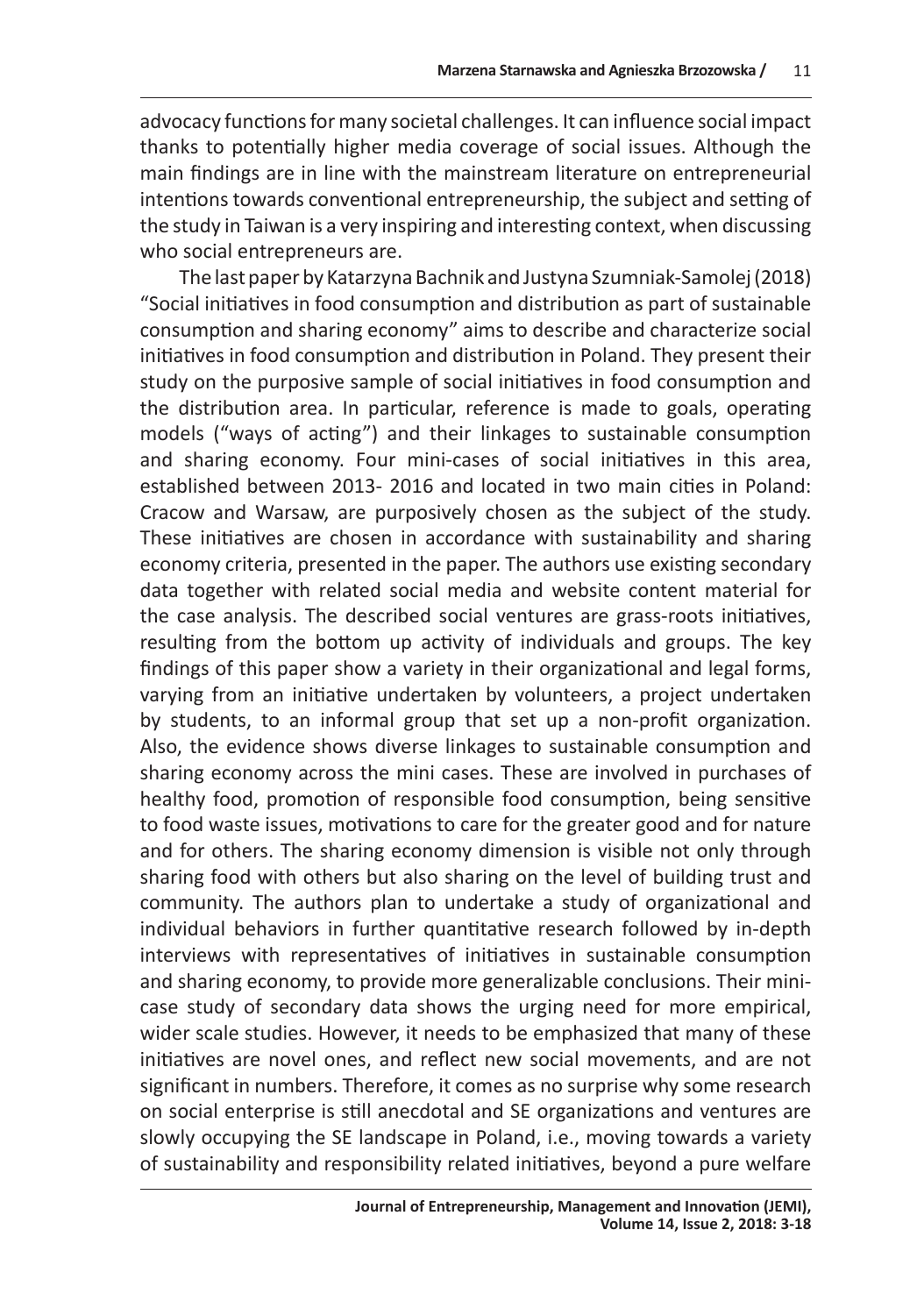advocacy functions for many societal challenges. It can influence social impact thanks to potentially higher media coverage of social issues. Although the main findings are in line with the mainstream literature on entrepreneurial intentions towards conventional entrepreneurship, the subject and setting of the study in Taiwan is a very inspiring and interesting context, when discussing who social entrepreneurs are.

The last paper by Katarzyna Bachnik and Justyna Szumniak-Samolej (2018) "Social initiatives in food consumption and distribution as part of sustainable consumption and sharing economy" aims to describe and characterize social initiatives in food consumption and distribution in Poland. They present their study on the purposive sample of social initiatives in food consumption and the distribution area. In particular, reference is made to goals, operating models ("ways of acting") and their linkages to sustainable consumption and sharing economy. Four mini-cases of social initiatives in this area, established between 2013- 2016 and located in two main cities in Poland: Cracow and Warsaw, are purposively chosen as the subject of the study. These initiatives are chosen in accordance with sustainability and sharing economy criteria, presented in the paper. The authors use existing secondary data together with related social media and website content material for the case analysis. The described social ventures are grass-roots initiatives, resulting from the bottom up activity of individuals and groups. The key findings of this paper show a variety in their organizational and legal forms, varying from an initiative undertaken by volunteers, a project undertaken by students, to an informal group that set up a non-profit organization. Also, the evidence shows diverse linkages to sustainable consumption and sharing economy across the mini cases. These are involved in purchases of healthy food, promotion of responsible food consumption, being sensitive to food waste issues, motivations to care for the greater good and for nature and for others. The sharing economy dimension is visible not only through sharing food with others but also sharing on the level of building trust and community. The authors plan to undertake a study of organizational and individual behaviors in further quantitative research followed by in-depth interviews with representatives of initiatives in sustainable consumption and sharing economy, to provide more generalizable conclusions. Their mini-case study of secondary data shows the urging need for more empirical, wider scale studies. However, it needs to be emphasized that many of these initiatives are novel ones, and reflect new social movements, and are not significant in numbers. Therefore, it comes as no surprise why some research on social enterprise is still anecdotal and SE organizations and ventures are slowly occupying the SE landscape in Poland, i.e., moving towards a variety of sustainability and responsibility related initiatives, beyond a pure welfare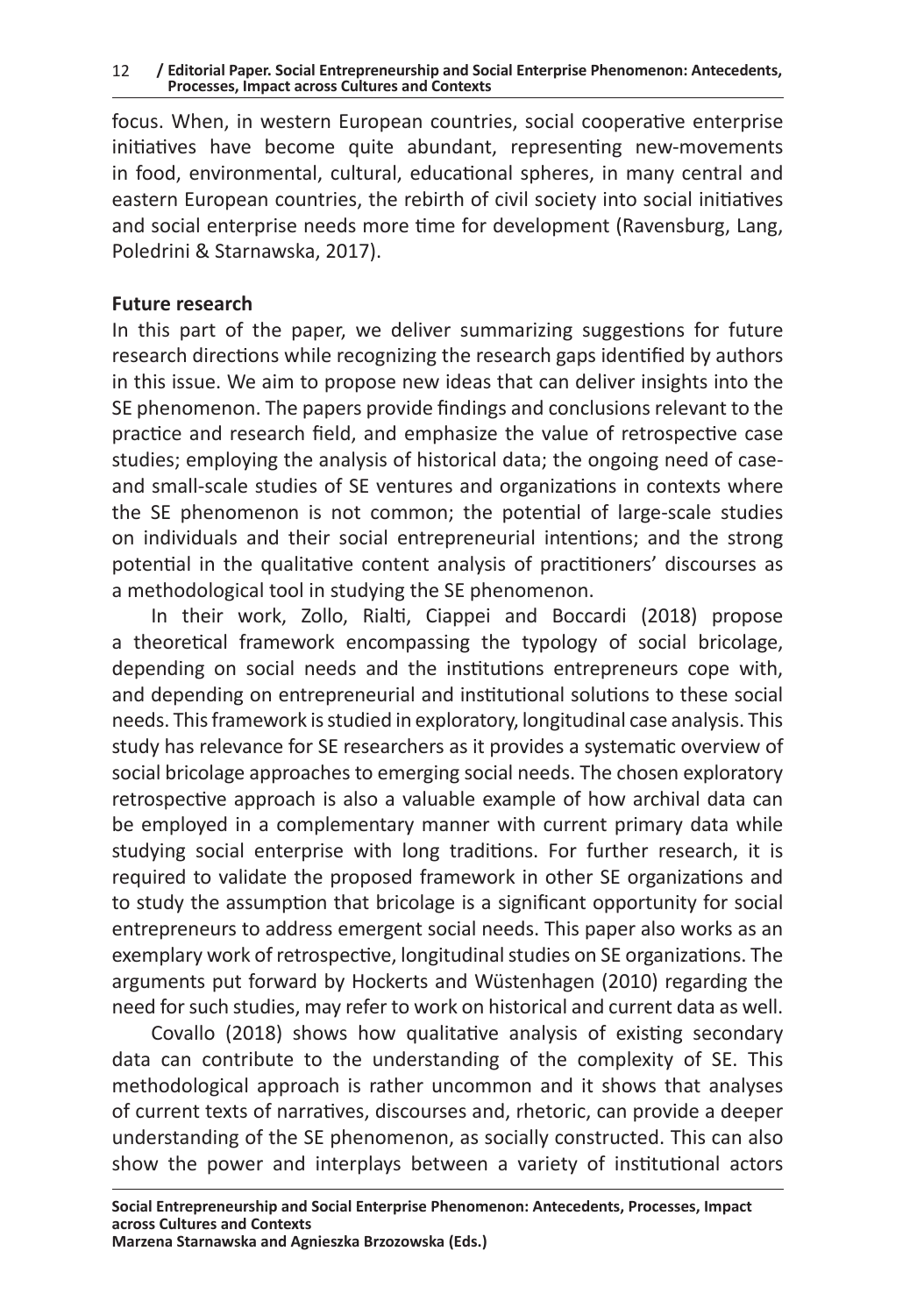focus. When, in western European countries, social cooperative enterprise initiatives have become quite abundant, representing new-movements in food, environmental, cultural, educational spheres, in many central and eastern European countries, the rebirth of civil society into social initiatives and social enterprise needs more time for development (Ravensburg, Lang, Poledrini & Starnawska, 2017).

**Future research**

In this part of the paper, we deliver summarizing suggestions for future research directions while recognizing the research gaps identified by authors in this issue. We aim to propose new ideas that can deliver insights into the SE phenomenon. The papers provide findings and conclusions relevant to the practice and research field, and emphasize the value of retrospective case studies; employing the analysis of historical data; the ongoing need of case- and small-scale studies of SE ventures and organizations in contexts where the SE phenomenon is not common; the potential of large-scale studies on individuals and their social entrepreneurial intentions; and the strong potential in the qualitative content analysis of practitioners' discourses as a methodological tool in studying the SE phenomenon.

In their work, Zollo, Rialti, Ciappei and Boccardi (2018) propose a theoretical framework encompassing the typology of social bricolage, depending on social needs and the institutions entrepreneurs cope with, and depending on entrepreneurial and institutional solutions to these social needs. This framework is studied in exploratory, longitudinal case analysis. This study has relevance for SE researchers as it provides a systematic overview of social bricolage approaches to emerging social needs. The chosen exploratory retrospective approach is also a valuable example of how archival data can be employed in a complementary manner with current primary data while studying social enterprise with long traditions. For further research, it is required to validate the proposed framework in other SE organizations and to study the assumption that bricolage is a significant opportunity for social entrepreneurs to address emergent social needs. This paper also works as an exemplary work of retrospective, longitudinal studies on SE organizations. The arguments put forward by Hockerts and Wüstenhagen (2010) regarding the need for such studies, may refer to work on historical and current data as well.

Covallo (2018) shows how qualitative analysis of existing secondary data can contribute to the understanding of the complexity of SE. This methodological approach is rather uncommon and it shows that analyses of current texts of narratives, discourses and, rhetoric, can provide a deeper understanding of the SE phenomenon, as socially constructed. This can also show the power and interplays between a variety of institutional actors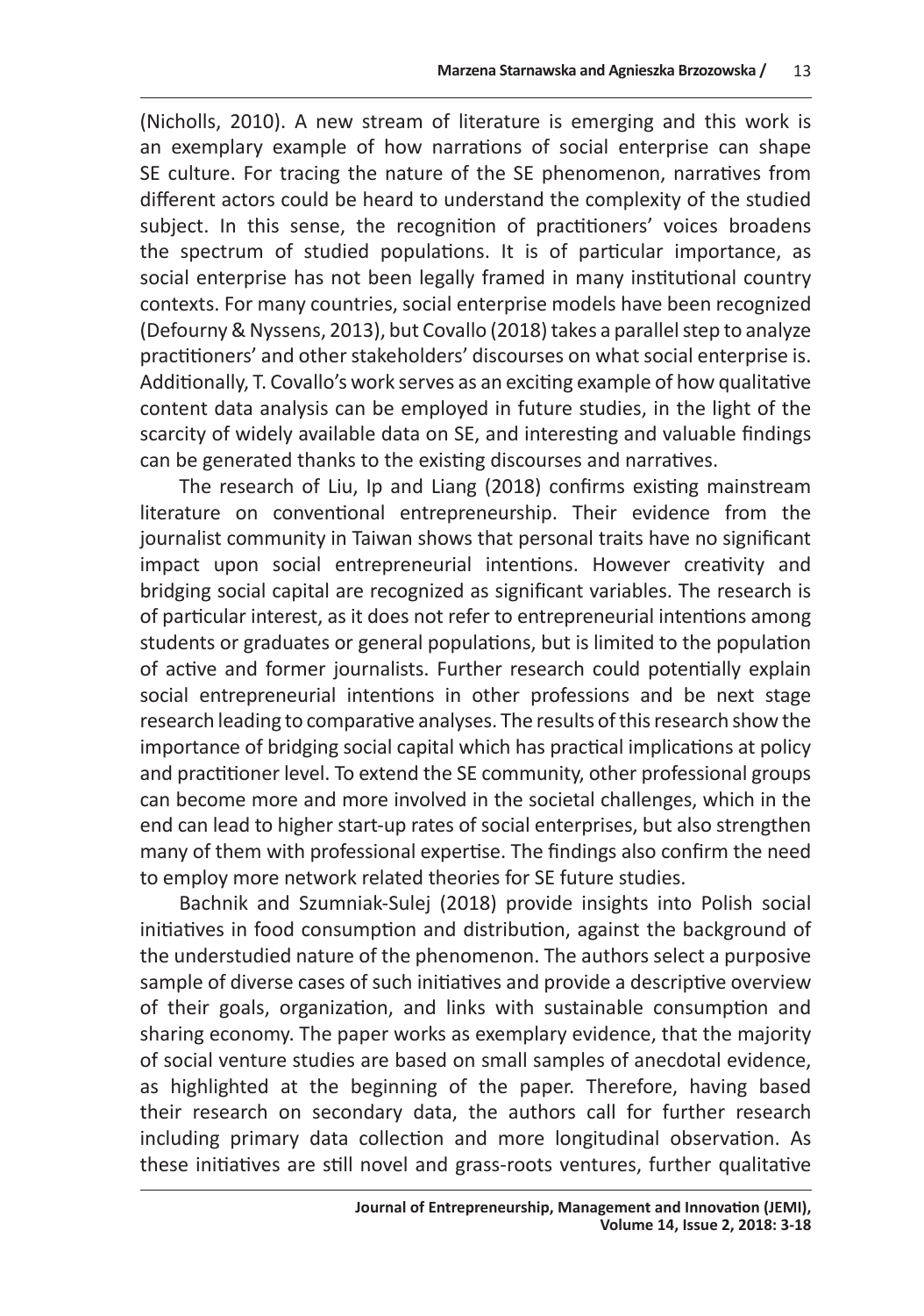(Nicholls, 2010). A new stream of literature is emerging and this work is an exemplary example of how narrations of social enterprise can shape SE culture. For tracing the nature of the SE phenomenon, narratives from different actors could be heard to understand the complexity of the studied subject. In this sense, the recognition of practitioners' voices broadens the spectrum of studied populations. It is of particular importance, as social enterprise has not been legally framed in many institutional country contexts. For many countries, social enterprise models have been recognized (Defourny & Nyssens, 2013), but Covallo (2018) takes a parallel step to analyze practitioners' and other stakeholders' discourses on what social enterprise is. Additionally, T. Covallo's work serves as an exciting example of how qualitative content data analysis can be employed in future studies, in the light of the scarcity of widely available data on SE, and interesting and valuable findings can be generated thanks to the existing discourses and narratives.

The research of Liu, Ip and Liang (2018) confirms existing mainstream literature on conventional entrepreneurship. Their evidence from the journalist community in Taiwan shows that personal traits have no significant impact upon social entrepreneurial intentions. However creativity and bridging social capital are recognized as significant variables. The research is of particular interest, as it does not refer to entrepreneurial intentions among students or graduates or general populations, but is limited to the population of active and former journalists. Further research could potentially explain social entrepreneurial intentions in other professions and be next stage research leading to comparative analyses. The results of this research show the importance of bridging social capital which has practical implications at policy and practitioner level. To extend the SE community, other professional groups can become more and more involved in the societal challenges, which in the end can lead to higher start-up rates of social enterprises, but also strengthen many of them with professional expertise. The findings also confirm the need to employ more network related theories for SE future studies.

Bachnik and Szumniak-Sulej (2018) provide insights into Polish social initiatives in food consumption and distribution, against the background of the understudied nature of the phenomenon. The authors select a purposive sample of diverse cases of such initiatives and provide a descriptive overview of their goals, organization, and links with sustainable consumption and sharing economy. The paper works as exemplary evidence, that the majority of social venture studies are based on small samples of anecdotal evidence, as highlighted at the beginning of the paper. Therefore, having based their research on secondary data, the authors call for further research including primary data collection and more longitudinal observation. As these initiatives are still novel and grass-roots ventures, further qualitative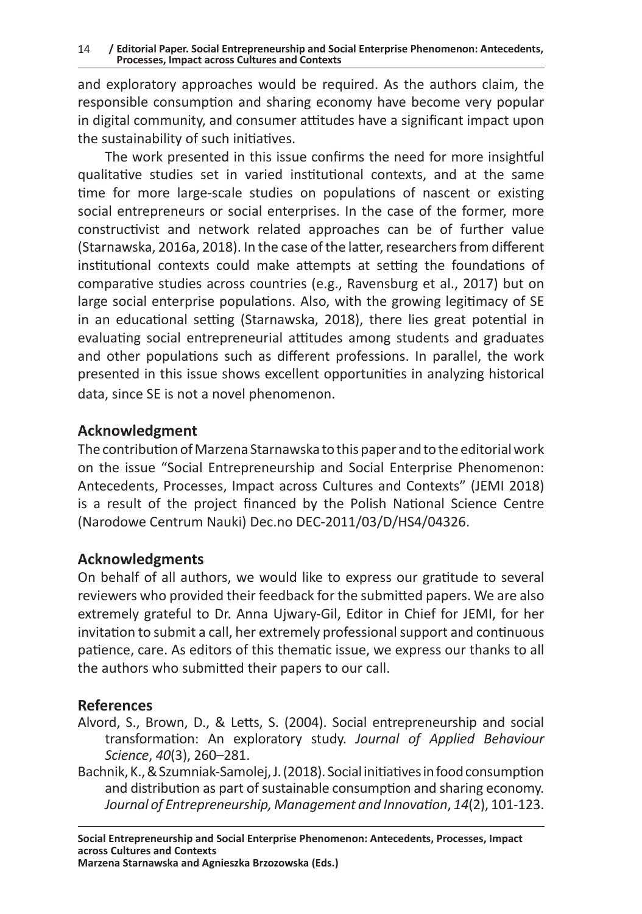and exploratory approaches would be required. As the authors claim, the responsible consumption and sharing economy have become very popular in digital community, and consumer attitudes have a significant impact upon the sustainability of such initiatives.

The work presented in this issue confirms the need for more insightful qualitative studies set in varied institutional contexts, and at the same time for more large-scale studies on populations of nascent or existing social entrepreneurs or social enterprises. In the case of the former, more constructivist and network related approaches can be of further value (Starnawska, 2016a, 2018). In the case of the latter, researchers from different institutional contexts could make attempts at setting the foundations of comparative studies across countries (e.g., Ravensburg et al., 2017) but on large social enterprise populations. Also, with the growing legitimacy of SE in an educational setting (Starnawska, 2018), there lies great potential in evaluating social entrepreneurial attitudes among students and graduates and other populations such as different professions. In parallel, the work presented in this issue shows excellent opportunities in analyzing historical data, since SE is not a novel phenomenon.

## Acknowledgment

The contribution of Marzena Starnawska to this paper and to the editorial work on the issue "Social Entrepreneurship and Social Enterprise Phenomenon: Antecedents, Processes, Impact across Cultures and Contexts" (JEMI 2018) is a result of the project financed by the Polish National Science Centre (Narodowe Centrum Nauki) Dec.no DEC-2011/03/D/HS4/04326.

## Acknowledgments

On behalf of all authors, we would like to express our gratitude to several reviewers who provided their feedback for the submitted papers. We are also extremely grateful to Dr. Anna Ujwary-Gil, Editor in Chief for JEMI, for her invitation to submit a call, her extremely professional support and continuous patience, care. As editors of this thematic issue, we express our thanks to all the authors who submitted their papers to our call.

## References

Alvord, S., Brown, D., & Letts, S. (2004). Social entrepreneurship and social transformation: An exploratory study. *Journal of Applied Behaviour Science*, *40*(3), 260–281.

Bachnik, K., & Szumniak-Samolej, J. (2018). Social initiatives in food consumption and distribution as part of sustainable consumption and sharing economy. *Journal of Entrepreneurship, Management and Innovation*, *14*(2), 101-123.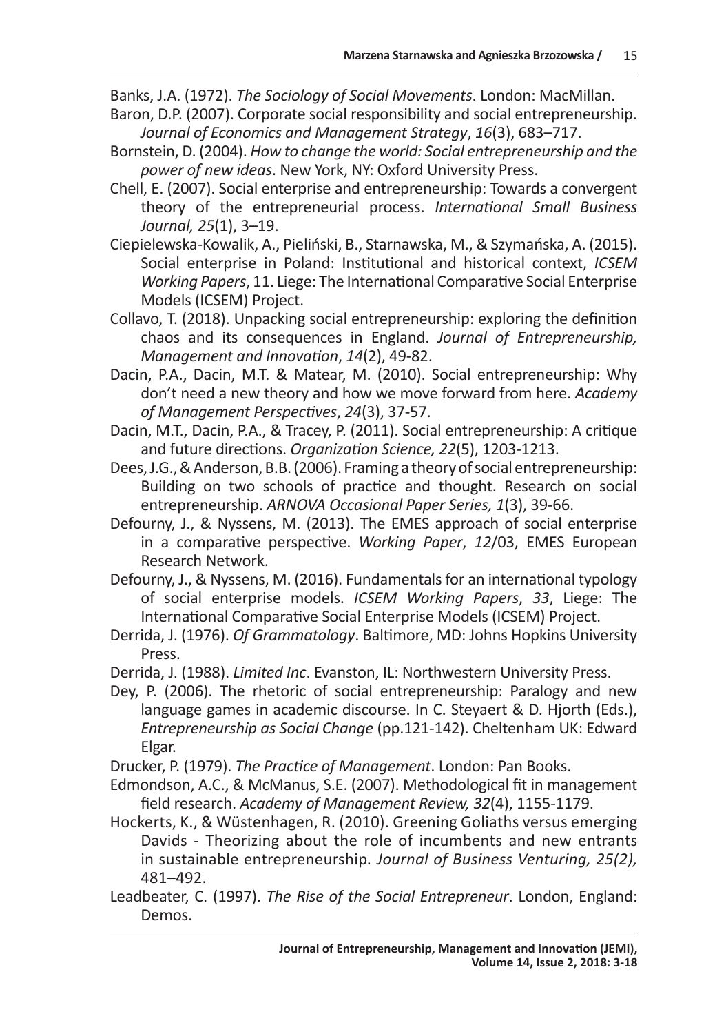Banks, J.A. (1972). *The Sociology of Social Movements*. London: MacMillan.

Baron, D.P. (2007). Corporate social responsibility and social entrepreneurship. *Journal of Economics and Management Strategy*, *16*(3), 683–717.

Bornstein, D. (2004). *How to change the world: Social entrepreneurship and the power of new ideas*. New York, NY: Oxford University Press.

Chell, E. (2007). Social enterprise and entrepreneurship: Towards a convergent theory of the entrepreneurial process. *International Small Business Journal, 25*(1), 3–19.

Ciepielewska-Kowalik, A., Pieliński, B., Starnawska, M., & Szymańska, A. (2015). Social enterprise in Poland: Institutional and historical context, *ICSEM Working Papers*, 11. Liege: The International Comparative Social Enterprise Models (ICSEM) Project.

Collavo, T. (2018). Unpacking social entrepreneurship: exploring the definition chaos and its consequences in England. *Journal of Entrepreneurship, Management and Innovation*, *14*(2), 49-82.

Dacin, P.A., Dacin, M.T. & Matear, M. (2010). Social entrepreneurship: Why don't need a new theory and how we move forward from here. *Academy of Management Perspectives*, *24*(3), 37-57.

Dacin, M.T., Dacin, P.A., & Tracey, P. (2011). Social entrepreneurship: A critique and future directions. *Organization Science, 22*(5), 1203-1213.

Dees, J.G., & Anderson, B.B. (2006). Framing a theory of social entrepreneurship: Building on two schools of practice and thought. Research on social entrepreneurship. *ARNOVA Occasional Paper Series, 1*(3), 39-66.

Defourny, J., & Nyssens, M. (2013). The EMES approach of social enterprise in a comparative perspective. *Working Paper*, *12*/03, EMES European Research Network.

Defourny, J., & Nyssens, M. (2016). Fundamentals for an international typology of social enterprise models. *ICSEM Working Papers*, *33*, Liege: The International Comparative Social Enterprise Models (ICSEM) Project.

Derrida, J. (1976). *Of Grammatology*. Baltimore, MD: Johns Hopkins University Press.

Derrida, J. (1988). *Limited Inc*. Evanston, IL: Northwestern University Press.

Dey, P. (2006). The rhetoric of social entrepreneurship: Paralogy and new language games in academic discourse. In C. Steyaert & D. Hjorth (Eds.), *Entrepreneurship as Social Change* (pp.121-142). Cheltenham UK: Edward Elgar.

Drucker, P. (1979). *The Practice of Management*. London: Pan Books.

Edmondson, A.C., & McManus, S.E. (2007). Methodological fit in management field research. *Academy of Management Review, 32*(4), 1155-1179.

Hockerts, K., & Wüstenhagen, R. (2010). Greening Goliaths versus emerging Davids - Theorizing about the role of incumbents and new entrants in sustainable entrepreneurship*. Journal of Business Venturing, 25(2),* 481–492.

Leadbeater, C. (1997). *The Rise of the Social Entrepreneur*. London, England: Demos.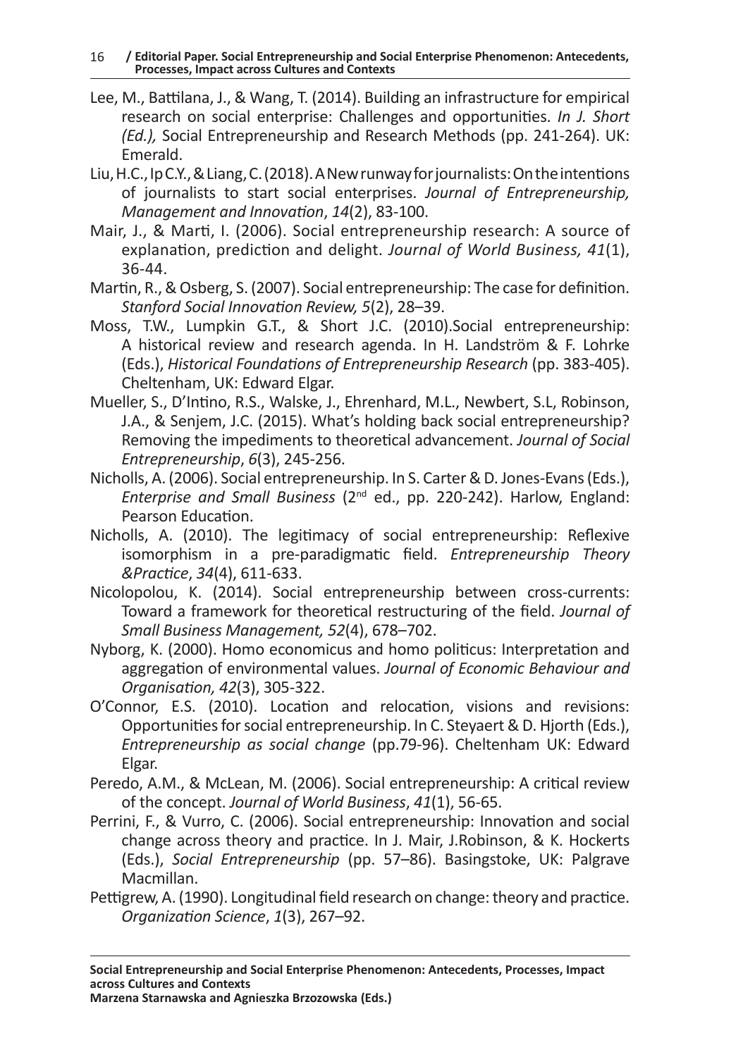Lee, M., Battilana, J., & Wang, T. (2014). Building an infrastructure for empirical research on social enterprise: Challenges and opportunities. *In J. Short (Ed.),* Social Entrepreneurship and Research Methods (pp. 241-264). UK: Emerald.

Liu, H.C., Ip C.Y., & Liang, C. (2018). A New runway for journalists: On the intentions of journalists to start social enterprises. *Journal of Entrepreneurship, Management and Innovation*, *14*(2), 83-100.

Mair, J., & Marti, I. (2006). Social entrepreneurship research: A source of explanation, prediction and delight. *Journal of World Business, 41*(1), 36-44.

Martin, R., & Osberg, S. (2007). Social entrepreneurship: The case for definition. *Stanford Social Innovation Review, 5*(2), 28–39.

Moss, T.W., Lumpkin G.T., & Short J.C. (2010).Social entrepreneurship: A historical review and research agenda. In H. Landström & F. Lohrke (Eds.), *Historical Foundations of Entrepreneurship Research* (pp. 383-405). Cheltenham, UK: Edward Elgar.

Mueller, S., D'Intino, R.S., Walske, J., Ehrenhard, M.L., Newbert, S.L, Robinson, J.A., & Senjem, J.C. (2015). What's holding back social entrepreneurship? Removing the impediments to theoretical advancement. *Journal of Social Entrepreneurship*, *6*(3), 245-256.

Nicholls, A. (2006). Social entrepreneurship. In S. Carter & D. Jones-Evans (Eds.), *Enterprise and Small Business* (2nd ed., pp. 220-242). Harlow, England: Pearson Education.

Nicholls, A. (2010). The legitimacy of social entrepreneurship: Reflexive isomorphism in a pre-paradigmatic field. *Entrepreneurship Theory &Practice*, *34*(4), 611-633.

Nicolopolou, K. (2014). Social entrepreneurship between cross-currents: Toward a framework for theoretical restructuring of the field. *Journal of Small Business Management, 52*(4), 678–702.

Nyborg, K. (2000). Homo economicus and homo politicus: Interpretation and aggregation of environmental values. *Journal of Economic Behaviour and Organisation, 42*(3), 305-322.

O'Connor, E.S. (2010). Location and relocation, visions and revisions: Opportunities for social entrepreneurship. In C. Steyaert & D. Hjorth (Eds.), *Entrepreneurship as social change* (pp.79-96). Cheltenham UK: Edward Elgar.

Peredo, A.M., & McLean, M. (2006). Social entrepreneurship: A critical review of the concept. *Journal of World Business*, *41*(1), 56-65.

Perrini, F., & Vurro, C. (2006). Social entrepreneurship: Innovation and social change across theory and practice. In J. Mair, J.Robinson, & K. Hockerts (Eds.), *Social Entrepreneurship* (pp. 57–86). Basingstoke, UK: Palgrave Macmillan.

Pettigrew, A. (1990). Longitudinal field research on change: theory and practice. *Organization Science*, *1*(3), 267–92.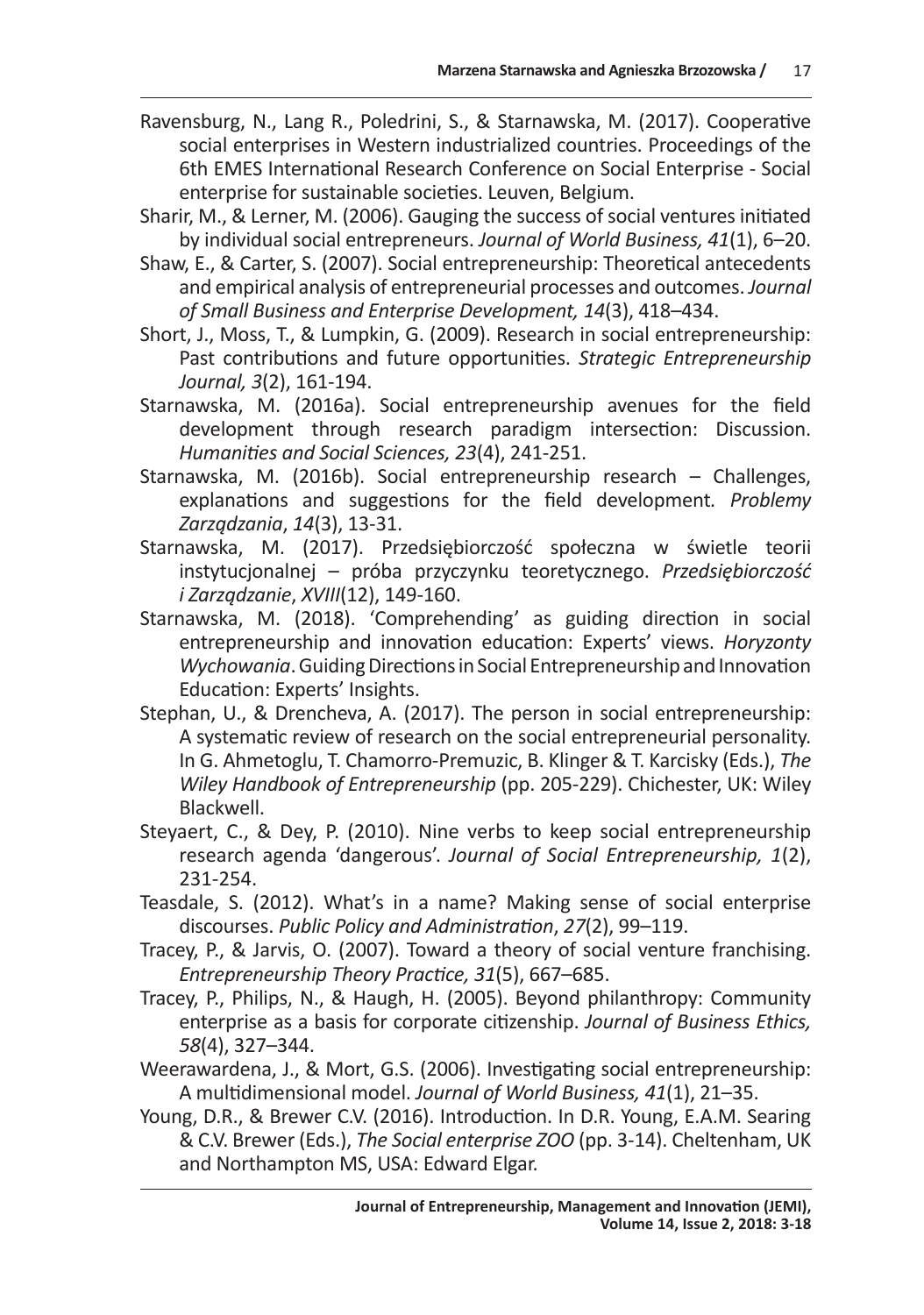Ravensburg, N., Lang R., Poledrini, S., & Starnawska, M. (2017). Cooperative social enterprises in Western industrialized countries. Proceedings of the 6th EMES International Research Conference on Social Enterprise - Social enterprise for sustainable societies. Leuven, Belgium.

Sharir, M., & Lerner, M. (2006). Gauging the success of social ventures initiated by individual social entrepreneurs. *Journal of World Business, 41*(1), 6–20.

Shaw, E., & Carter, S. (2007). Social entrepreneurship: Theoretical antecedents and empirical analysis of entrepreneurial processes and outcomes. *Journal of Small Business and Enterprise Development, 14*(3), 418–434.

Short, J., Moss, T., & Lumpkin, G. (2009). Research in social entrepreneurship: Past contributions and future opportunities. *Strategic Entrepreneurship Journal, 3*(2), 161-194.

Starnawska, M. (2016a). Social entrepreneurship avenues for the field development through research paradigm intersection: Discussion. *Humanities and Social Sciences, 23*(4), 241-251.

Starnawska, M. (2016b). Social entrepreneurship research – Challenges, explanations and suggestions for the field development. *Problemy Zarządzania*, *14*(3), 13-31.

Starnawska, M. (2017). Przedsiębiorczość społeczna w świetle teorii instytucjonalnej – próba przyczynku teoretycznego. *Przedsiębiorczość i Zarządzanie*, *XVIII*(12), 149-160.

Starnawska, M. (2018). 'Comprehending' as guiding direction in social entrepreneurship and innovation education: Experts' views. *Horyzonty Wychowania*. Guiding Directions in Social Entrepreneurship and Innovation Education: Experts' Insights.

Stephan, U., & Drencheva, A. (2017). The person in social entrepreneurship: A systematic review of research on the social entrepreneurial personality. In G. Ahmetoglu, T. Chamorro-Premuzic, B. Klinger & T. Karcisky (Eds.), *The Wiley Handbook of Entrepreneurship* (pp. 205-229). Chichester, UK: Wiley Blackwell.

Steyaert, C., & Dey, P. (2010). Nine verbs to keep social entrepreneurship research agenda 'dangerous'. *Journal of Social Entrepreneurship, 1*(2), 231-254.

Teasdale, S. (2012). What's in a name? Making sense of social enterprise discourses. *Public Policy and Administration*, *27*(2), 99–119.

Tracey, P., & Jarvis, O. (2007). Toward a theory of social venture franchising. *Entrepreneurship Theory Practice, 31*(5), 667–685.

Tracey, P., Philips, N., & Haugh, H. (2005). Beyond philanthropy: Community enterprise as a basis for corporate citizenship. *Journal of Business Ethics, 58*(4), 327–344.

Weerawardena, J., & Mort, G.S. (2006). Investigating social entrepreneurship: A multidimensional model. *Journal of World Business, 41*(1), 21–35.

Young, D.R., & Brewer C.V. (2016). Introduction. In D.R. Young, E.A.M. Searing & C.V. Brewer (Eds.), *The Social enterprise ZOO* (pp. 3-14). Cheltenham, UK and Northampton MS, USA: Edward Elgar.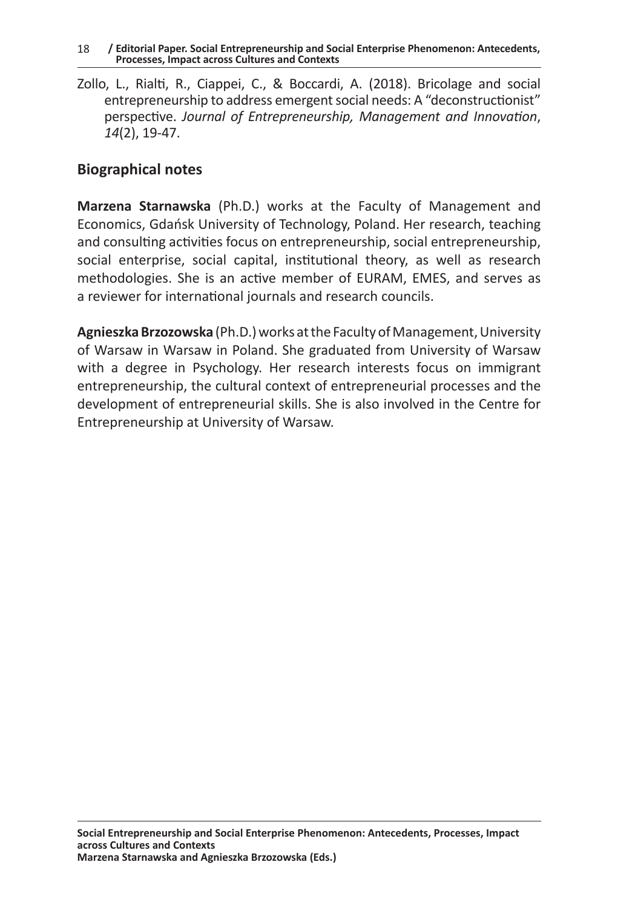Zollo, L., Rialti, R., Ciappei, C., & Boccardi, A. (2018). Bricolage and social entrepreneurship to address emergent social needs: A "deconstructionist" perspective. *Journal of Entrepreneurship, Management and Innovation*, *14*(2), 19-47.

## Biographical notes

**Marzena Starnawska** (Ph.D.) works at the Faculty of Management and Economics, Gdańsk University of Technology, Poland. Her research, teaching and consulting activities focus on entrepreneurship, social entrepreneurship, social enterprise, social capital, institutional theory, as well as research methodologies. She is an active member of EURAM, EMES, and serves as a reviewer for international journals and research councils.

**Agnieszka Brzozowska** (Ph.D.) works at the Faculty of Management, University of Warsaw in Warsaw in Poland. She graduated from University of Warsaw with a degree in Psychology. Her research interests focus on immigrant entrepreneurship, the cultural context of entrepreneurial processes and the development of entrepreneurial skills. She is also involved in the Centre for Entrepreneurship at University of Warsaw.